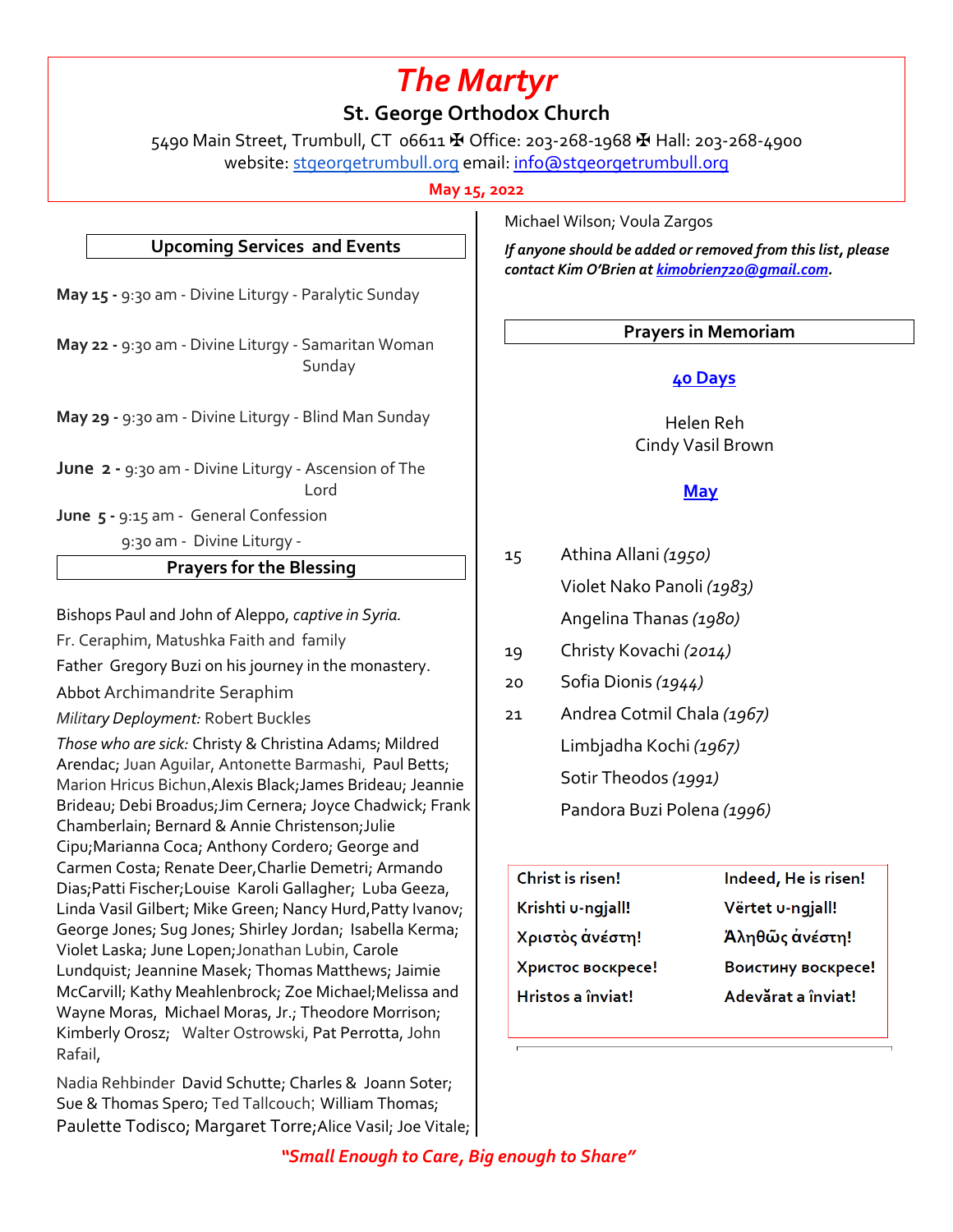# The Martyr

## St. George Orthodox Church

5490 Main Street, Trumbull, CT 06611 ✠ Office: 203-268-1968 ✠ Hall: 203-268-4900
website: stgeorgetrumbull.org email: info@stgeorgetrumbull.org

**May 15, 2022**

### Upcoming Services and Events

**May 15 -** 9:30 am - Divine Liturgy - Paralytic Sunday

**May 22 -** 9:30 am - Divine Liturgy - Samaritan Woman Sunday

**May 29 -** 9:30 am - Divine Liturgy - Blind Man Sunday

**June 2 -** 9:30 am - Divine Liturgy - Ascension of The Lord

**June 5 -** 9:15 am - General Confession
9:30 am - Divine Liturgy -

### Prayers for the Blessing

Bishops Paul and John of Aleppo, *captive in Syria.*

Fr. Ceraphim, Matushka Faith and family

Father Gregory Buzi on his journey in the monastery.

Abbot Archimandrite Seraphim

*Military Deployment:* Robert Buckles

*Those who are sick:* Christy & Christina Adams; Mildred Arendac; Juan Aguilar, Antonette Barmashi, Paul Betts; Marion Hricus Bichun,Alexis Black;James Brideau; Jeannie Brideau; Debi Broadus;Jim Cernera; Joyce Chadwick; Frank Chamberlain; Bernard & Annie Christenson;Julie Cipu;Marianna Coca; Anthony Cordero; George and Carmen Costa; Renate Deer,Charlie Demetri; Armando Dias;Patti Fischer;Louise Karoli Gallagher; Luba Geeza, Linda Vasil Gilbert; Mike Green; Nancy Hurd,Patty Ivanov; George Jones; Sug Jones; Shirley Jordan; Isabella Kerma; Violet Laska; June Lopen;Jonathan Lubin, Carole Lundquist; Jeannine Masek; Thomas Matthews; Jaimie McCarvill; Kathy Meahlenbrock; Zoe Michael;Melissa and Wayne Moras, Michael Moras, Jr.; Theodore Morrison; Kimberly Orosz; Walter Ostrowski, Pat Perrotta, John Rafail,

Nadia Rehbinder David Schutte; Charles & Joann Soter; Sue & Thomas Spero; Ted Tallcouch; William Thomas; Paulette Todisco; Margaret Torre;Alice Vasil; Joe Vitale; Michael Wilson; Voula Zargos

***If anyone should be added or removed from this list, please contact Kim O'Brien at kimobrien720@gmail.com.***

### Prayers in Memoriam

**40 Days**

Helen Reh
Cindy Vasil Brown

**May**

| | |
|---|---|
| 15 | Athina Allani *(1950)* |
| | Violet Nako Panoli *(1983)* |
| | Angelina Thanas *(1980)* |
| 19 | Christy Kovachi *(2014)* |
| 20 | Sofia Dionis *(1944)* |
| 21 | Andrea Cotmil Chala *(1967)* |
| | Limbjadha Kochi *(1967)* |
| | Sotir Theodos *(1991)* |
| | Pandora Buzi Polena *(1996)* |

| | |
|---|---|
| **Christ is risen!** | **Indeed, He is risen!** |
| **Krishti u-ngjall!** | **Vërtet u-ngjall!** |
| **Χριστὸς ἀνέστη!** | **Ἀληθῶς ἀνέστη!** |
| **Христос воскресе!** | **Воистину воскресе!** |
| **Hristos a înviat!** | **Adevărat a înviat!** |

***"Small Enough to Care, Big enough to Share"***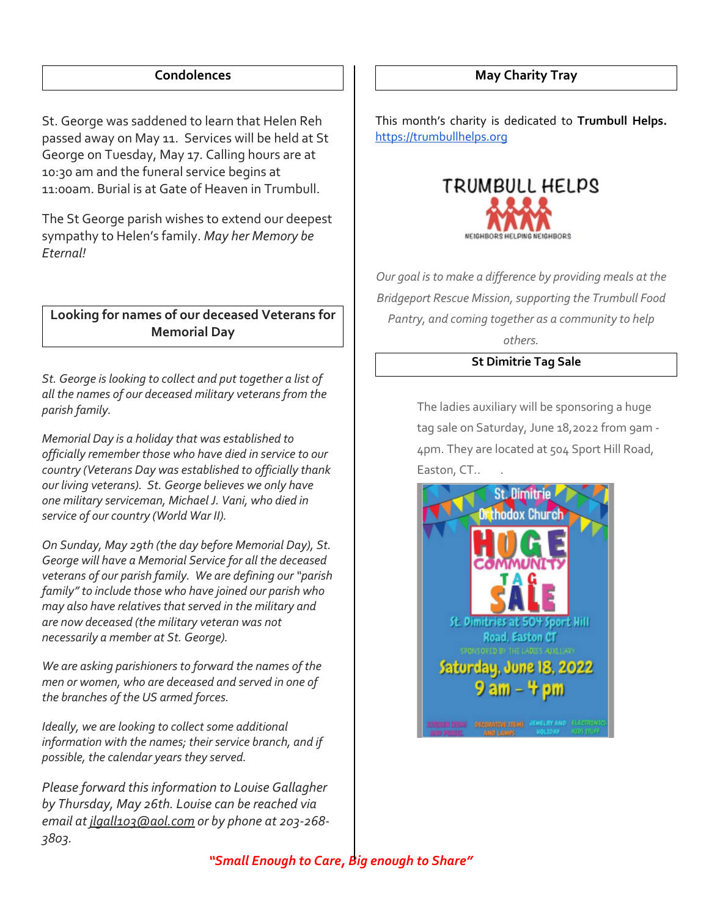## Condolences

St. George was saddened to learn that Helen Reh passed away on May 11. Services will be held at St George on Tuesday, May 17. Calling hours are at 10:30 am and the funeral service begins at 11:00am. Burial is at Gate of Heaven in Trumbull.

The St George parish wishes to extend our deepest sympathy to Helen's family. *May her Memory be Eternal!*

## Looking for names of our deceased Veterans for Memorial Day

*St. George is looking to collect and put together a list of all the names of our deceased military veterans from the parish family.*

*Memorial Day is a holiday that was established to officially remember those who have died in service to our country (Veterans Day was established to officially thank our living veterans). St. George believes we only have one military serviceman, Michael J. Vani, who died in service of our country (World War II).*

*On Sunday, May 29th (the day before Memorial Day), St. George will have a Memorial Service for all the deceased veterans of our parish family. We are defining our "parish family" to include those who have joined our parish who may also have relatives that served in the military and are now deceased (the military veteran was not necessarily a member at St. George).*

*We are asking parishioners to forward the names of the men or women, who are deceased and served in one of the branches of the US armed forces.*

*Ideally, we are looking to collect some additional information with the names; their service branch, and if possible, the calendar years they served.*

*Please forward this information to Louise Gallagher by Thursday, May 26th. Louise can be reached via email at jlgall103@aol.com or by phone at 203-268-3803.*

## May Charity Tray

This month's charity is dedicated to **Trumbull Helps.** https://trumbullhelps.org

TRUMBULL HELPS

NEIGHBORS HELPING NEIGHBORS

*Our goal is to make a difference by providing meals at the Bridgeport Rescue Mission, supporting the Trumbull Food Pantry, and coming together as a community to help others.*

## St Dimitrie Tag Sale

The ladies auxiliary will be sponsoring a huge tag sale on Saturday, June 18,2022 from 9am - 4pm. They are located at 504 Sport Hill Road, Easton, CT..

St. Dimitrie Orthodox Church

HUGE COMMUNITY TAG SALE

St. Dimitries at 504 Sport Hill Road, Easton CT

SPONSORED BY THE LADIES AUXILIARY

Saturday, June 18, 2022

9 am – 4 pm

*"Small Enough to Care, Big enough to Share"*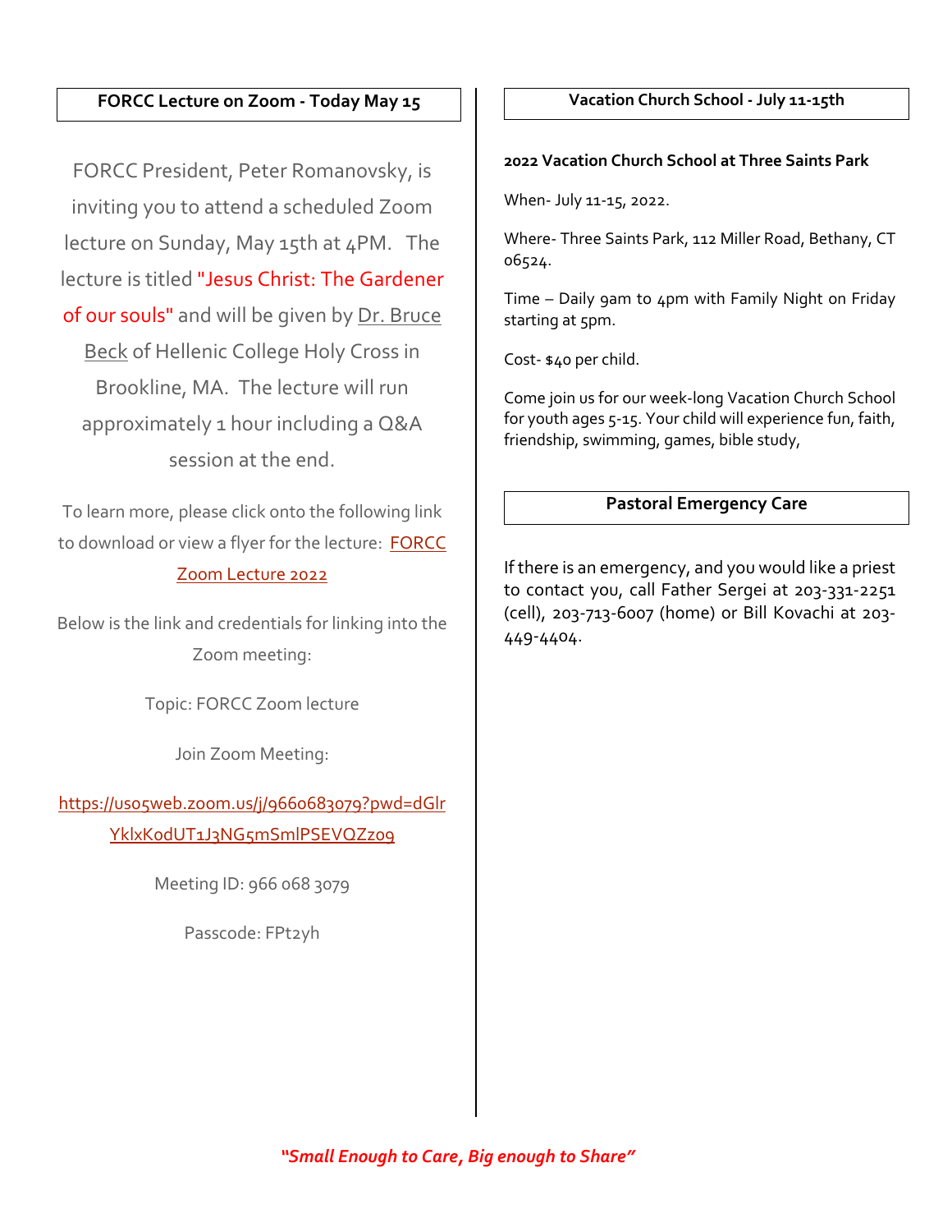## FORCC Lecture on Zoom - Today May 15

FORCC President, Peter Romanovsky, is inviting you to attend a scheduled Zoom lecture on Sunday, May 15th at 4PM. The lecture is titled "Jesus Christ: The Gardener of our souls" and will be given by Dr. Bruce Beck of Hellenic College Holy Cross in Brookline, MA. The lecture will run approximately 1 hour including a Q&A session at the end.

To learn more, please click onto the following link to download or view a flyer for the lecture: FORCC Zoom Lecture 2022

Below is the link and credentials for linking into the Zoom meeting:

Topic: FORCC Zoom lecture

Join Zoom Meeting:

https://us05web.zoom.us/j/9660683079?pwd=dGlrYklxKodUT1J3NG5mSmlPSEVQZz09

Meeting ID: 966 068 3079

Passcode: FPt2yh

## Vacation Church School - July 11-15th

**2022 Vacation Church School at Three Saints Park**

When- July 11-15, 2022.

Where- Three Saints Park, 112 Miller Road, Bethany, CT 06524.

Time – Daily 9am to 4pm with Family Night on Friday starting at 5pm.

Cost- $40 per child.

Come join us for our week-long Vacation Church School for youth ages 5-15. Your child will experience fun, faith, friendship, swimming, games, bible study,

## Pastoral Emergency Care

If there is an emergency, and you would like a priest to contact you, call Father Sergei at 203-331-2251 (cell), 203-713-6007 (home) or Bill Kovachi at 203-449-4404.

***"Small Enough to Care, Big enough to Share"***